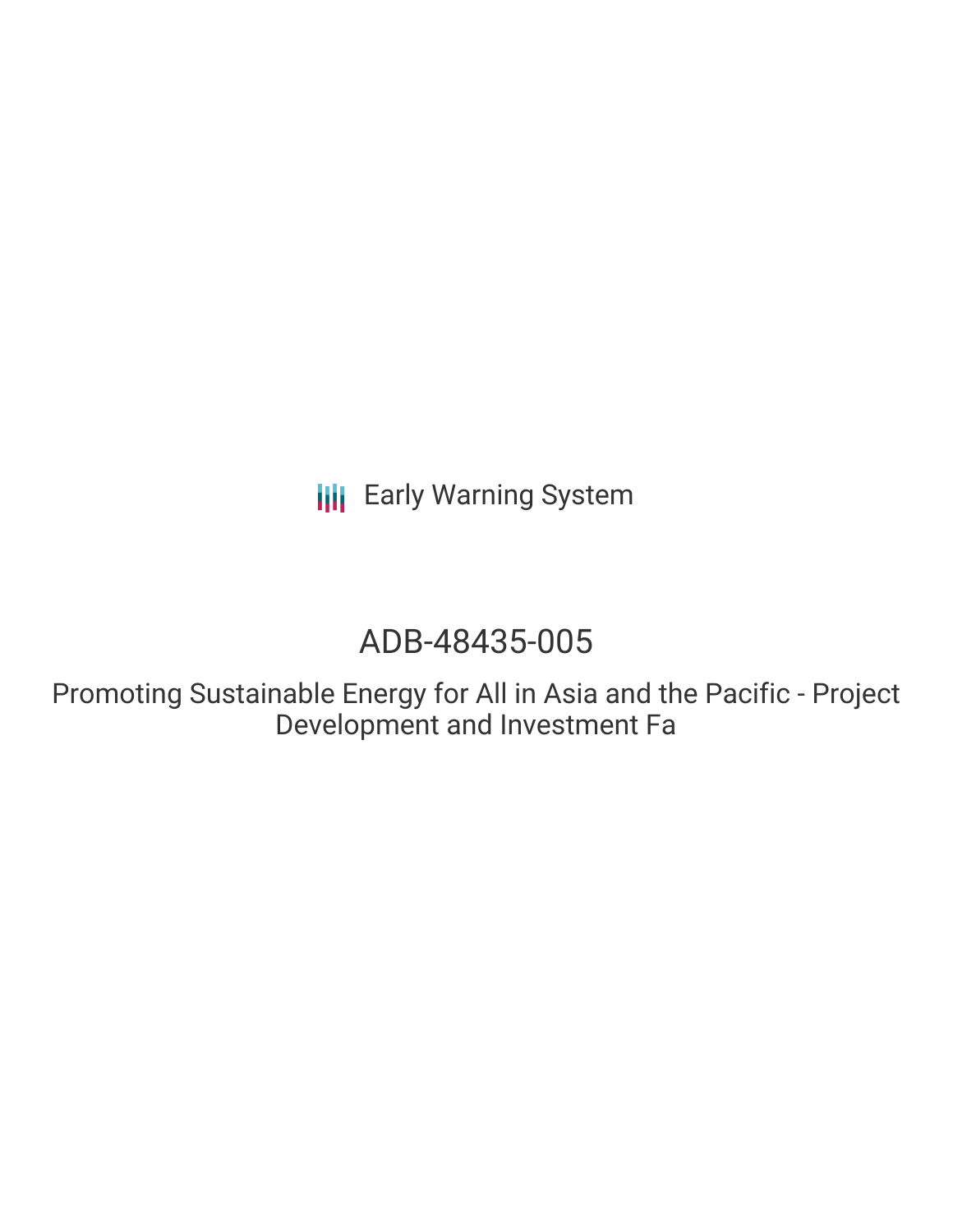Early Warning System

# ADB-48435-005

## Promoting Sustainable Energy for All in Asia and the Pacific - Project Development and Investment Fa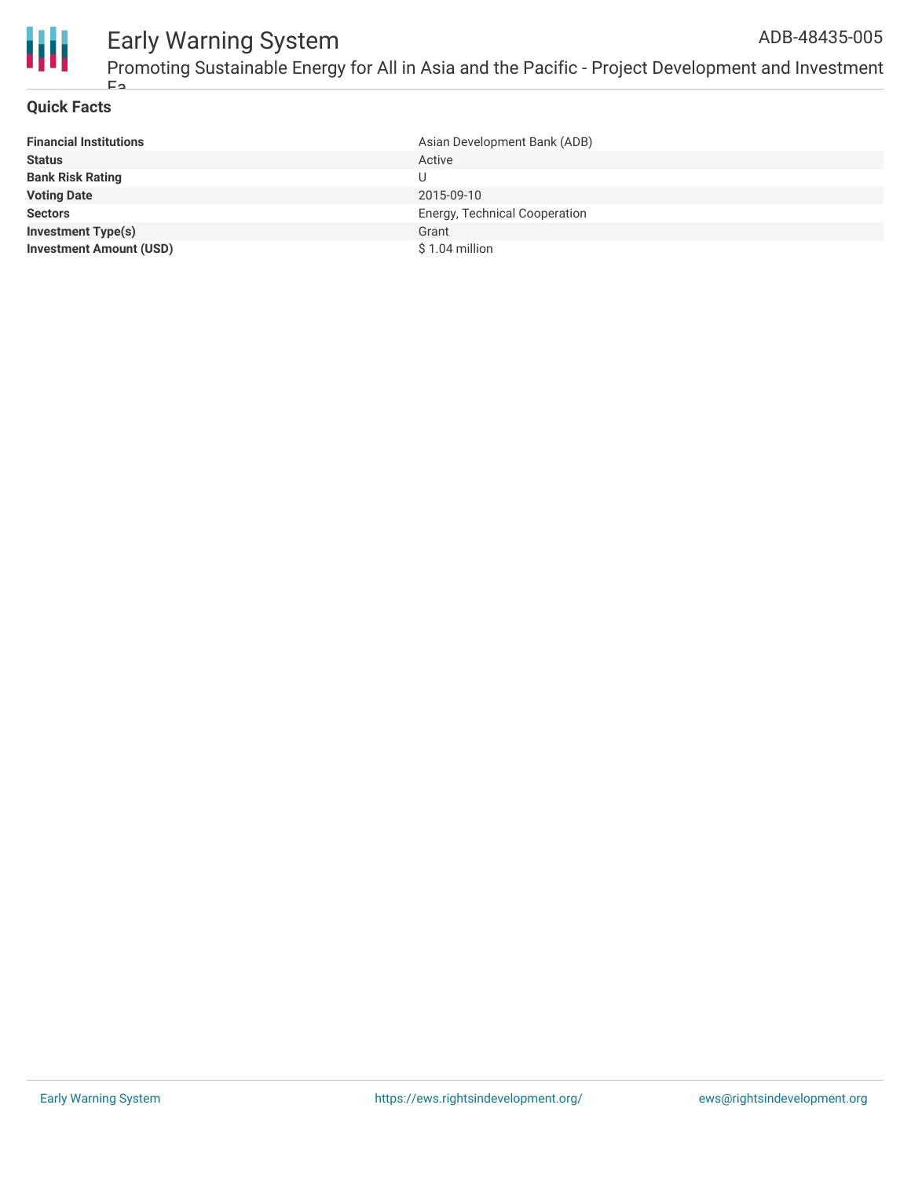## Quick Facts

| | |
|---|---|
| **Financial Institutions** | Asian Development Bank (ADB) |
| **Status** | Active |
| **Bank Risk Rating** | U |
| **Voting Date** | 2015-09-10 |
| **Sectors** | Energy, Technical Cooperation |
| **Investment Type(s)** | Grant |
| **Investment Amount (USD)** | $ 1.04 million |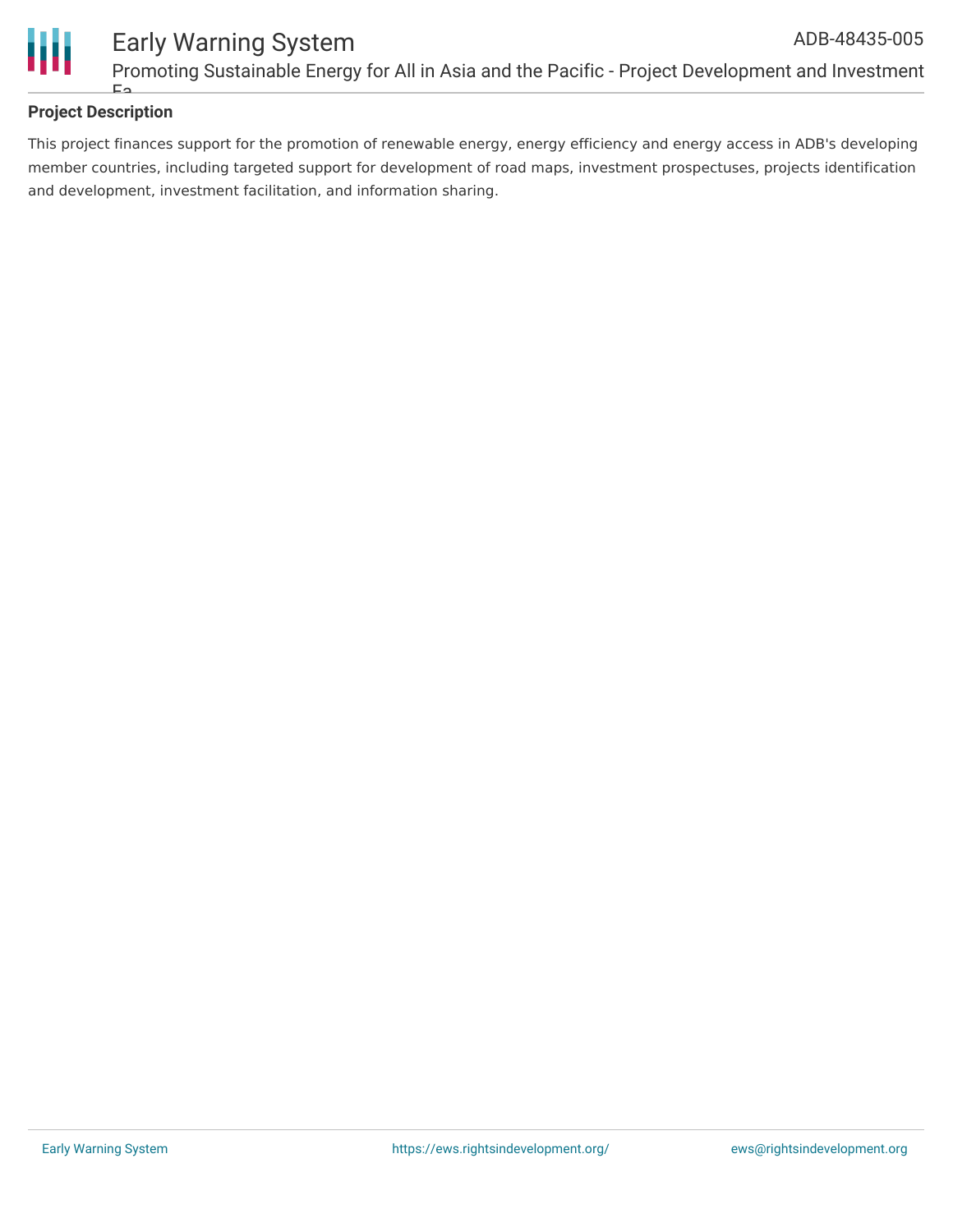### Project Description

This project finances support for the promotion of renewable energy, energy efficiency and energy access in ADB's developing member countries, including targeted support for development of road maps, investment prospectuses, projects identification and development, investment facilitation, and information sharing.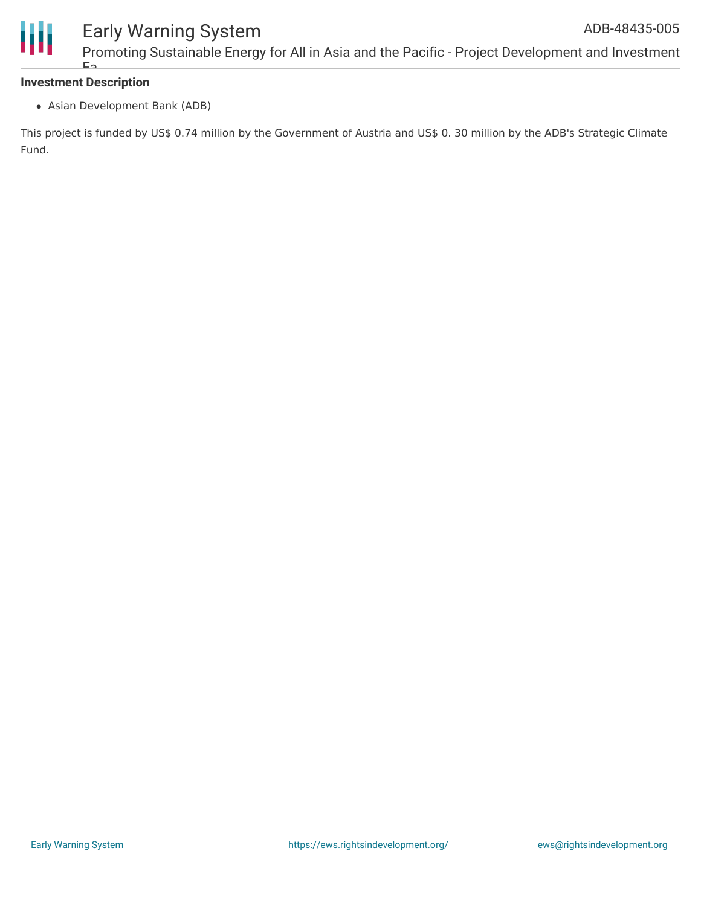**Investment Description**

- Asian Development Bank (ADB)

This project is funded by US$ 0.74 million by the Government of Austria and US$ 0. 30 million by the ADB's Strategic Climate Fund.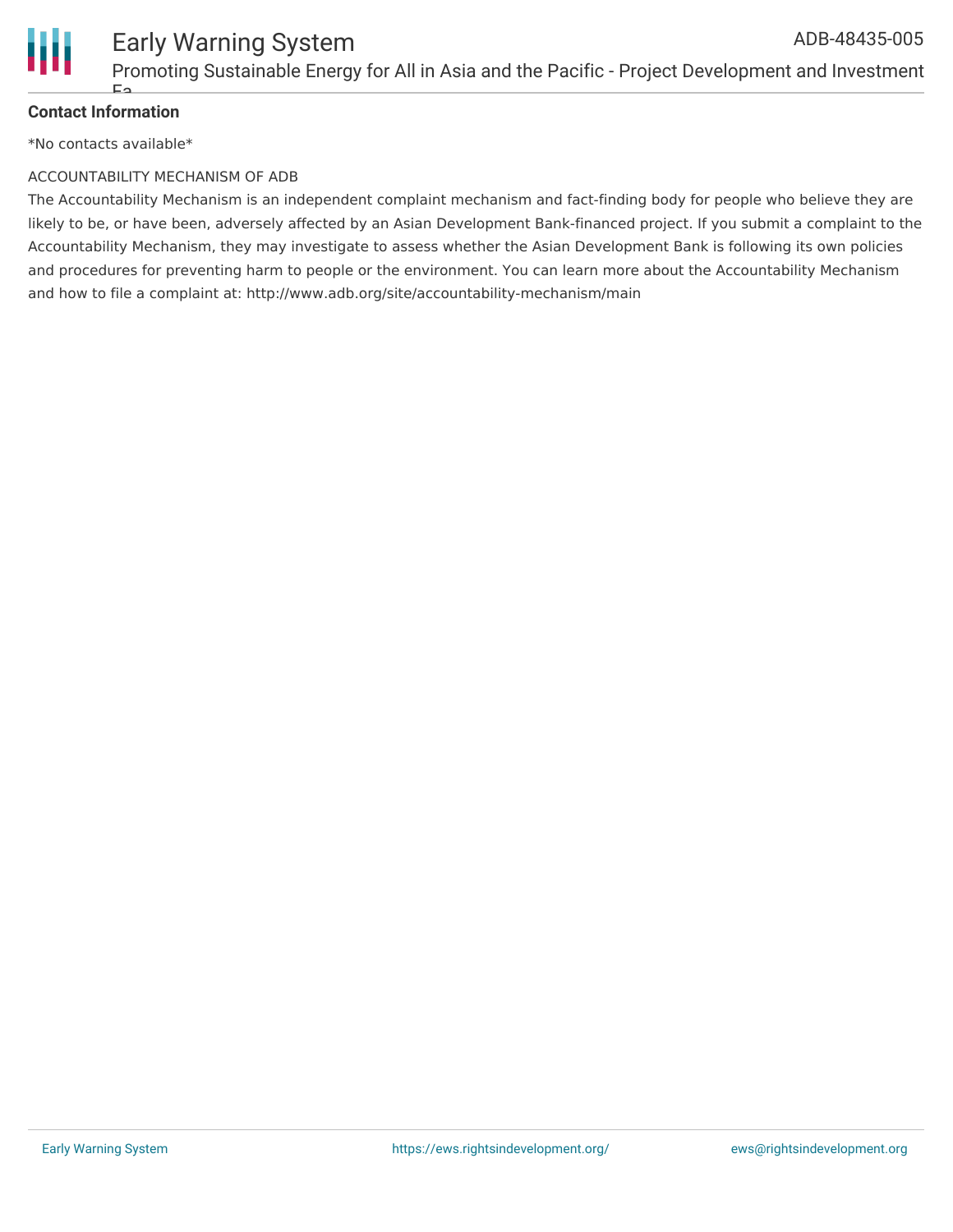**Contact Information**

*No contacts available*

ACCOUNTABILITY MECHANISM OF ADB

The Accountability Mechanism is an independent complaint mechanism and fact-finding body for people who believe they are likely to be, or have been, adversely affected by an Asian Development Bank-financed project. If you submit a complaint to the Accountability Mechanism, they may investigate to assess whether the Asian Development Bank is following its own policies and procedures for preventing harm to people or the environment. You can learn more about the Accountability Mechanism and how to file a complaint at: http://www.adb.org/site/accountability-mechanism/main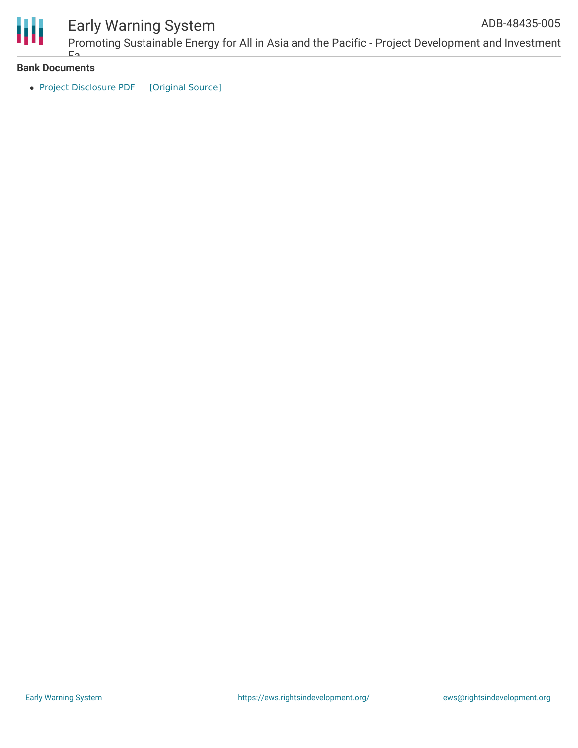## Bank Documents

- Project Disclosure PDF [Original Source]